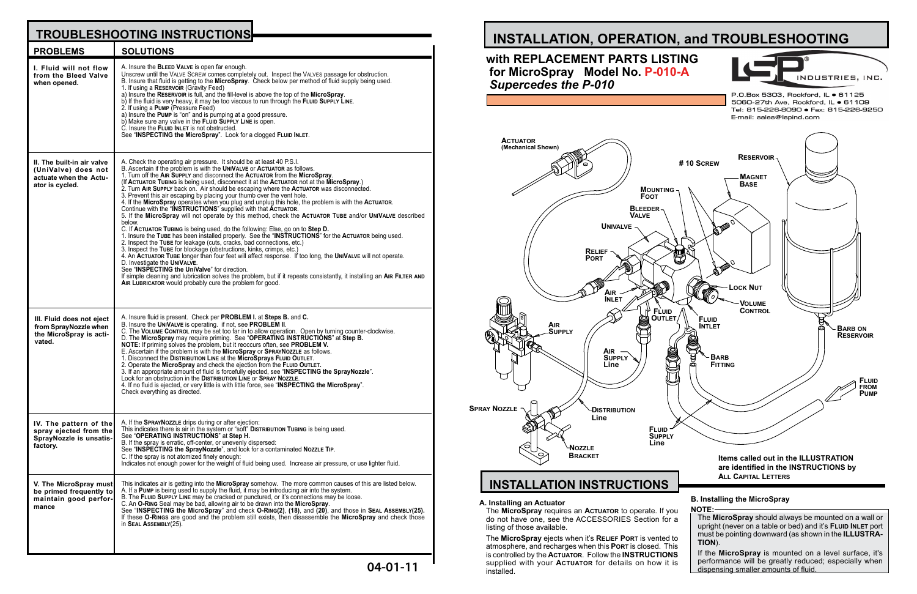## TROUBLESHOOTING INSTRUCTIONS

| PROBLEMS | SOLUTIONS |
|---|---|
| **I. Fluid will not flow from the Bleed Valve when opened.** | A. Insure the **BLEED VALVE** is open far enough.<br>Unscrew until the VALVE SCREW comes completely out. Inspect the VALVES passage for obstruction.<br>B. Insure that fluid is getting to the **MicroSpray**. Check below per method of fluid supply being used.<br>1. If using a **RESERVOIR** (Gravity Feed)<br>a) Insure the **RESERVOIR** is full, and the fill-level is above the top of the **MicroSpray**.<br>b) If the fluid is very heavy, it may be too viscous to run through the **FLUID SUPPLY LINE**.<br>2. If using a **PUMP** (Pressure Feed)<br>a) Insure the **PUMP** is "on" and is pumping at a good pressure.<br>b) Make sure any valve in the **FLUID SUPPLY LINE** is open.<br>C. Insure the **FLUID INLET** is not obstructed.<br>See "**INSPECTING the MicroSpray**". Look for a clogged **FLUID INLET**. |
| **II. The built-in air valve (UniValve) does not actuate when the Actuator is cycled.** | A. Check the operating air pressure. It should be at least 40 P.S.I.<br>B. Ascertain if the problem is with the **UNIVALVE** or **ACTUATOR** as follows.<br>1. Turn off the **AIR SUPPLY** and disconnect the **ACTUATOR** from the **MicroSpray**.<br>(If **ACTUATOR TUBING** is being used, disconnect it at the **ACTUATOR** not at the **MicroSpray**.)<br>2. Turn **AIR SUPPLY** back on. Air should be escaping where the **ACTUATOR** was disconnected.<br>3. Prevent this air escaping by placing your thumb over the vent hole.<br>4. If the **MicroSpray** operates when you plug and unplug this hole, the problem is with the **ACTUATOR**.<br>Continue with the "**INSTRUCTIONS**" supplied with that **ACTUATOR**.<br>5. If the **MicroSpray** will not operate by this method, check the **ACTUATOR TUBE** and/or **UNIVALVE** described below.<br>C. If **ACTUATOR TUBING** is being used, do the following: Else, go on to **Step D.**<br>1. Insure the **TUBE** has been installed properly. See the "**INSTRUCTIONS**" for the **ACTUATOR** being used.<br>2. Inspect the **TUBE** for leakage (cuts, cracks, bad connections, etc.)<br>3. Inspect the **TUBE** for blockage (obstructions, kinks, crimps, etc.)<br>4. An **ACTUATOR TUBE** longer than four feet will affect response. If too long, the **UNIVALVE** will not operate.<br>D. Investigate the **UNIVALVE**.<br>See "**INSPECTING the UniValve**" for direction.<br>If simple cleaning and lubrication solves the problem, but if it repeats consistantly, it installing an **AIR FILTER AND AIR LUBRICATOR** would probably cure the problem for good. |
| **III. Fluid does not eject from SprayNozzle when the MicroSpray is activated.** | A. Insure fluid is present. Check per **PROBLEM I.** at **Steps B.** and **C.**<br>B. Insure the **UNIVALVE** is operating. if not, see **PROBLEM II**.<br>C. The **VOLUME CONTROL** may be set too far in to allow operation. Open by turning counter-clockwise.<br>D. The **MicroSpray** may require priming. See "**OPERATING INSTRUCTIONS**" at **Step B.**<br>**NOTE:** If priming solves the problem, but it reoccurs often, see **PROBLEM V.**<br>E. Ascertain if the problem is with the **MicroSpray** or **SPRAYNOZZLE** as follows.<br>1. Disconnect the **DISTRIBUTION LINE** at the **MicroSprays FLUID OUTLET**.<br>2. Operate the **MicroSpray** and check the ejection from the **FLUID OUTLET.**<br>3. If an appropriate amount of fluid is forcefully ejected, see "**INSPECTING the SprayNozzle**".<br>Look for an obstruction in the **DISTRIBUTION LINE** or **SPRAY NOZZLE**.<br>4. If no fluid is ejected, or very little is with little force, see "**INSPECTING the MicroSpray**".<br>Check everything as directed. |
| **IV. The pattern of the spray ejected from the SprayNozzle is unsatisfactory.** | A. If the **SPRAYNOZZLE** drips during or after ejection:<br>This indicates there is air in the system or "soft" **DISTRIBUTION TUBING** is being used.<br>See "**OPERATING INSTRUCTIONS**" at **Step H.**<br>B. If the spray is erratic, off-center, or unevenly dispersed:<br>See "**INSPECTING the SprayNozzle**", and look for a contaminated **NOZZLE TIP**.<br>C. If the spray is not atomized finely enough:<br>Indicates not enough power for the weight of fluid being used. Increase air pressure, or use lighter fluid. |
| **V. The MicroSpray must be primed frequently to maintain good performance** | This indicates air is getting into the **MicroSpray** somehow. The more common causes of this are listed below.<br>A. If a **PUMP** is being used to supply the fluid, it may be introducing air into the system.<br>B. The **FLUID SUPPLY LINE** may be cracked or punctured, or it's connections may be loose.<br>C. An **O-RING** Seal may be bad, allowing air to be drawn into the **MicroSpray**.<br>See "**INSPECTING the MicroSpray**" and check **O-RING(2)**, **(18)**, and **(20)**, and those in **SEAL ASSEMBLY(25).**<br>If these **O-RINGS** are good and the problem still exists, then disassemble the **MicroSpray** and check those in **SEAL ASSEMBLY**(25). |

04-01-11

# INSTALLATION, OPERATION, and TROUBLESHOOTING

## with REPLACEMENT PARTS LISTING for MicroSpray Model No. P-010-A

*Supercedes the P-010*

LSP INDUSTRIES, INC.

P.O.Box 5303, Rockford, IL • 61125
5060-27th Ave, Rockford, IL • 61109
Tel: 815-226-8090 • Fax: 815-226-9250
E-mail: sales@lspind.com

ACTUATOR (Mechanical Shown) · # 10 SCREW · RESERVOIR · MAGNET BASE · MOUNTING FOOT · BLEEDER VALVE · UNIVALVE · RELIEF PORT · AIR INLET · FLUID OUTLET · LOCK NUT · VOLUME CONTROL · FLUID INTLET · BARB ON RESERVOIR · AIR SUPPLY · AIR SUPPLY Line · BARB FITTING · FLUID FROM PUMP · SPRAY NOZZLE · DISTRIBUTION Line · FLUID SUPPLY Line · NOZZLE BRACKET

**Items called out in the ILLUSTRATION are identified in the INSTRUCTIONS by ALL CAPITAL LETTERS**

## INSTALLATION INSTRUCTIONS

### A. Installing an Actuator

The **MicroSpray** requires an **ACTUATOR** to operate. If you do not have one, see the ACCESSORIES Section for a listing of those available.

The **MicroSpray** ejects when it's **RELIEF PORT** is vented to atmosphere, and recharges when this **PORT** is closed. This is controlled by the **ACTUATOR**. Follow the **INSTRUCTIONS** supplied with your **ACTUATOR** for details on how it is installed.

### B. Installing the MicroSpray

**NOTE:**

The **MicroSpray** should always be mounted on a wall or upright (never on a table or bed) and it's **FLUID INLET** port must be pointing downward (as shown in the **ILLUSTRATION**).

If the **MicroSpray** is mounted on a level surface, it's performance will be greatly reduced; especially when dispensing smaller amounts of fluid.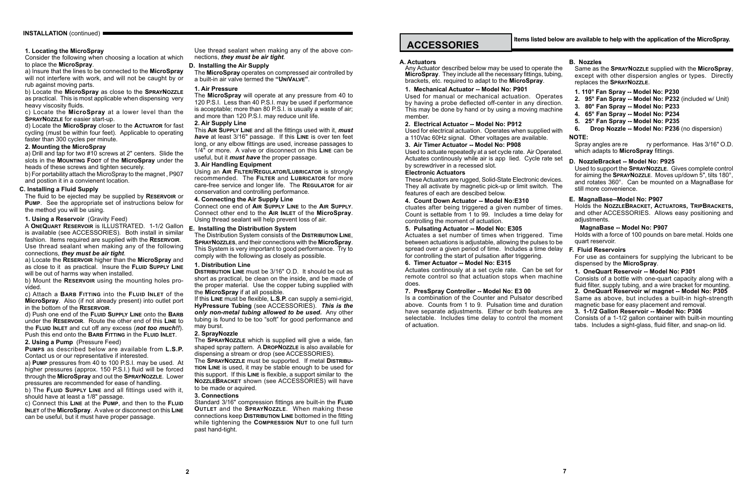**INSTALLATION** (continued)

**1. Locating the MicroSpray**

Consider the following when choosing a location at which to place the **MicroSpray**.

a) Insure that the lines to be connected to the **MicroSpray** will not interfere with work, and will not be caught by or rub against moving parts.

b) Locate the **MicroSpray** as close to the **SprayNozzle** as practical. This is most applicable when dispensing very heavy viscosity fluids.

c) Locate the **MicroSpray** at a lower level than the **SprayNozzle** for easier start-up.

d) Locate the **MicroSpray** closer to the **Actuator** for fast cycling (must be within four feet). Applicable to operating faster than 300 cycles per minute.

**2. Mounting the MicroSpray**

a) Drill and tap for two #10 screws at 2" centers. Slide the slots in the **Mounting Foot** of the **MicroSpray** under the heads of these screws and tighten securely.

b) For portability attach the MicroSpray to the magnet , P907 and postion it in a convienent location.

**C. Installing a Fluid Supply**

The fluid to be ejected may be supplied by **Reservoir** or **Pump**. See the appropriate set of instructions below for the method you will be using.

**1. Using a Reservoir** (Gravity Feed)

A **OneQuart Reservoir** is ILLUSTRATED. 1-1/2 Gallon is available (see ACCESSORIES). Both install in similar fashion. Items required are supplied with the **Reservoir**. Use thread sealant when making any of the following connections, ***they must be air tight***.

a) Locate the **Reservoir** higher than the **MicroSpray** and as close to it as practical. Insure the **Fluid Supply Line** will be out of harms way when installed.

b) Mount the **Reservoir** using the mounting holes provided.

c) Attach a **Barb Fitting** into the **Fluid Inlet** of the **MicroSpray**. Also (if not already present) into outlet port in the bottom of the **Reservoir**.

d) Push one end of the **Fluid Supply Line** onto the **Barb** under the **Reservoir**. Route the other end of this **Line** to the **Fluid Inlet** and cut off any excess (***not too much!***). Push this end onto the **Barb Fitting** in the **Fluid Inlet**.

**2. Using a Pump** (Pressure Feed)

**Pumps** as described below are available from **L.S.P.** Contact us or our representative if interested.

a) **Pump** pressures from 40 to 100 P.S.I. may be used. At higher pressures (approx. 150 P.S.I.) fluid will be forced through the **MicroSpray** and out the **SprayNozzle**. Lower pressures are recommended for ease of handling.

b) The **Fluid Supply Line** and all fittings used with it, should have at least 1/8" passage.

c) Connect this **Line** at the **Pump**, and then to the **Fluid Inlet** of the **MicroSpray**. A valve or disconnect on this **Line** can be useful, but it must have proper passage.

Use thread sealant when making any of the above connections, ***they must be air tight***.

**D. Installing the Air Supply**

The **MicroSpray** operates on compressed air controlled by a built-in air valve termed the **"UniValve"**.

**1. Air Pressure**

The **MicroSpray** will operate at any pressure from 40 to 120 P.S.I. Less than 40 P.S.I. may be used if performance is acceptable; more than 80 P.S.I. is usually a waste of air; and more than 120 P.S.I. may reduce unit life.

**2. Air Supply Line**

This **Air Supply Line** and all the fittings used with it, ***must have*** at least 3/16" passage. If this **Line** is over ten feet long, or any elbow fittings are used, increase passages to 1/4" or more. A valve or disconnect on this **Line** can be useful, but it ***must have*** the proper passage.

**3. Air Handling Equipment**

Using an **Air Filter/Regulator/Lubricator** is strongly recommended. The **Filter** and **Lubricator** for more care-free service and longer life. The **Regulator** for air conservation and controlling performance.

**4. Connecting the Air Supply Line**

Connect one end of **Air Supply Line** to the **Air Supply**. Connect other end to the **Air Inlet** of the **MicroSpray**. Using thread sealant will help prevent loss of air.

**E. Installing the Distribution System**

The Distribution System consists of the **Distribution Line**, **SprayNozzles**, and their connections with the **MicroSpray**. This System is very important to good performance. Try to comply with the following as closely as possible.

**1. Distribution Line**

**Distribution Line** must be 3/16" O.D. It should be cut as short as practical, be clean on the inside, and be made of the proper material. Use the copper tubing supplied with the **MicroSpray** if at all possible.

If this **Line** must be flexible, **L.S.P.** can supply a semi-rigid, **HyPressure Tubing** (see ACCESSORIES). ***This is the only non-metal tubing allowed to be used.*** Any other tubing is found to be too "soft" for good performance and may burst.

**2. SprayNozzle**

The **SprayNozzle** which is supplied will give a wide, fan shaped spray pattern. A **DropNozzle** is also available for dispensing a stream or drop (see ACCESSORIES).

The **SprayNozzle** must be supported. If metal **Distribution Line** is used, it may be stable enough to be used for this support. If this **Line** is flexible, a support similar to the **NozzleBracket** shown (see ACCESSORIES) will have to be made or aquired.

**3. Connections**

Standard 3/16" compression fittings are built-in the **Fluid Outlet** and the **SprayNozzle**. When making these connections keep **Distribution Line** bottomed in the fitting while tightening the **Compression Nut** to one full turn past hand-tight.

# ACCESSORIES

**Items listed below are available to help with the application of the MicroSpray.**

**A. Actuators**

Any Actuator described below may be used to operate the **MicroSpray**. They include all the necessary fittings, tubing, brackets, etc. required to adapt to the **MicroSpray**.

**1. Mechanical Actuator -- Model No: P901**

Used for manual or mechanical actuation. Operates by having a probe deflected off-center in any direction. This may be done by hand or by using a moving machine member.

**2. Electrical Actuator -- Model No: P912**

Used for electrical actuation. Operates when supplied with a 110Vac 60Hz signal. Other voltages are available.

**3. Air Timer Actuator -- Model No: P908**

Used to actuate repeatedly at a set cycle rate. Air Operated. Actuates continously while air is app lied. Cycle rate set by screwdriver in a recessed slot.

**Electronic Actuators**

These Actuators are rugged, Solid-State Electronic devices. They all activate by magnetic pick-up or limit switch. The features of each are descibed below.

**4. Count Down Actuator -- Model No:E310**

ctuates after being triggered a given number of times. Count is settable from 1 to 99. Includes a time delay for controlling the moment of actuation.

**5. Pulsating Actuator -- Model No: E305**

Actuates a set number of times when triggered. Time between actuations is adjustable, allowing the pulses to be spread over a given period of time. Includes a time delay for controlling the start of pulsation after triggering.

**6. Timer Actuator -- Model No: E315**

Actuates continously at a set cycle rate. Can be set for remote control so that actuation stops when machine does.

**7. PresSpray Controller -- Model No: E3 00**

Is a combination of the Counter and Pulsator described above. Counts from 1 to 9. Pulsation time and duration have separate adjustments. Either or both features are selectable. Includes time delay to control the moment of actuation.

**B. Nozzles**

Same as the **SprayNozzle** supplied with the **MicroSpray**, except with other dispersion angles or types. Directly replaces the **SprayNozzle**.

1. **110° Fan Spray -- Model No: P230**
2. **95° Fan Spray -- Model No: P232** (included w/ Unit)
3. **80° Fan Spray -- Model No: P233**
4. **65° Fan Spray -- Model No: P234**
5. **25° Fan Spray -- Model No: P235**
6. **Drop Nozzle -- Model No: P236** (no dispersion)

**NOTE:**

Spray angles are re ry performance. Has 3/16" O.D. which adapts to **MicroSpray** fittings.

**D. NozzleBracket -- Model No: P925**

Used to support the **SprayNozzle**. Gives complete control for aiming the **SprayNozzle**. Moves up/down 5", tilts 180°, and rotates 360°. Can be mounted on a MagnaBase for still more convenience.

**E. MagnaBase--Model No: P907**

Holds the **NozzleBracket, Actuators, TripBrackets,** and other ACCESSORIES. Allows easy positioning and adjustments.

**MagnaBase -- Model No: P907**

Holds with a force of 100 pounds on bare metal. Holds one quart reservoir.

**F. Fluid Reservoirs**

For use as containers for supplying the lubricant to be dispensed by the **MicroSpray**.

**1. OneQuart Reservoir -- Model No: P301**

Consists of a bottle with one-quart capacity along with a fluid filter, supply tubing, and a wire bracket for mounting.

**2. OneQuart Reservoir w/ magnet -- Model No: P305**

Same as above, but includes a built-in high-strength magnetic base for easy placement and removal.

**3. 1-1/2 Gallon Reservoir -- Model No: P306**

Consists of a 1-1/2 gallon container with built-in mounting tabs. Includes a sight-glass, fluid filter, and snap-on lid.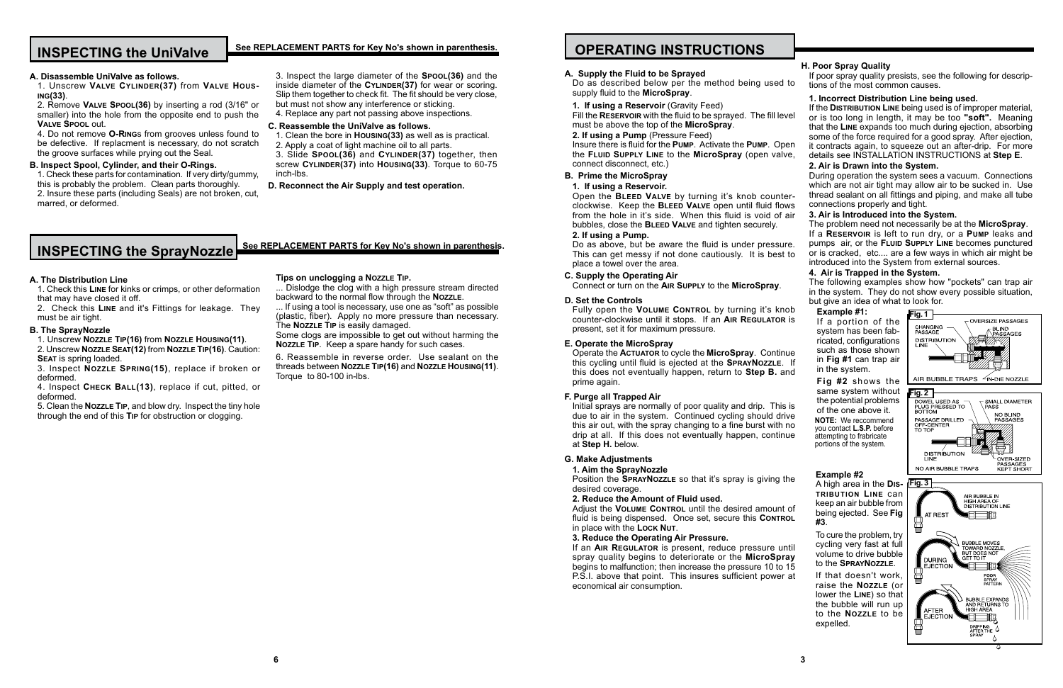## INSPECTING the UniValve

**See REPLACEMENT PARTS for Key No's shown in parenthesis.**

**A. Disassemble UniValve as follows.**

1. Unscrew **VALVE CYLINDER(37)** from **VALVE HOUSING(33)**.
2. Remove **VALVE SPOOL(36)** by inserting a rod (3/16" or smaller) into the hole from the opposite end to push the **VALVE SPOOL** out.
3. Inspect the large diameter of the **SPOOL(36)** and the inside diameter of the **CYLINDER(37)** for wear or scoring. Slip them together to check fit. The fit should be very close, but must not show any interference or sticking.
4. Do not remove **O-RINGS** from grooves unless found to be defective. If replacment is necessary, do not scratch the groove surfaces while prying out the Seal.

**B. Inspect Spool, Cylinder, and their O-Rings.**

1. Check these parts for contamination. If very dirty/gummy, this is probably the problem. Clean parts thoroughly.
2. Insure these parts (including Seals) are not broken, cut, marred, or deformed.
3. Inspect the large diameter of the **SPOOL(36)** and the inside diameter of the **CYLINDER(37)** for wear or scoring. Slip them together to check fit. The fit should be very close, but must not show any interference or sticking.
4. Replace any part not passing above inspections.

**C. Reassemble the UniValve as follows.**

1. Clean the bore in **HOUSING(33)** as well as is practical.
2. Apply a coat of light machine oil to all parts.
3. Slide **SPOOL(36)** and **CYLINDER(37)** together, then screw **CYLINDER(37)** into **HOUSING(33)**. Torque to 60-75 inch-lbs.

**D. Reconnect the Air Supply and test operation.**

## INSPECTING the SprayNozzle

**See REPLACEMENT PARTS for Key No's shown in parenthesis.**

**A. The Distribution Line**

1. Check this **LINE** for kinks or crimps, or other deformation that may have closed it off.
2. Check this **LINE** and it's Fittings for leakage. They must be air tight.

**B. The SprayNozzle**

1. Unscrew **NOZZLE TIP(16)** from **NOZZLE HOUSING(11)**.
2. Unscrew **NOZZLE SEAT(12)** from **NOZZLE TIP(16)**. Caution: **SEAT** is spring loaded.
3. Inspect **NOZZLE SPRING(15)**, replace if broken or deformed.
4. Inspect **CHECK BALL(13)**, replace if cut, pitted, or deformed.
5. Clean the **NOZZLE TIP**, and blow dry. Inspect the tiny hole through the end of this **TIP** for obstruction or clogging.

**Tips on unclogging a NOZZLE TIP.**

... Dislodge the clog with a high pressure stream directed backward to the normal flow through the **NOZZLE**.

... If using a tool is necessary, use one as "soft" as possible (plastic, fiber). Apply no more pressure than necessary. The **NOZZLE TIP** is easily damaged.

Some clogs are impossible to get out without harming the **NOZZLE TIP**. Keep a spare handy for such cases.

6. Reassemble in reverse order. Use sealant on the threads between **NOZZLE TIP(16)** and **NOZZLE HOUSING(11)**. Torque to 80-100 in-lbs.

## OPERATING INSTRUCTIONS

**A. Supply the Fluid to be Sprayed**

Do as described below per the method being used to supply fluid to the **MicroSpray**.

**1. If using a Reservoir** (Gravity Feed)

Fill the **RESERVOIR** with the fluid to be sprayed. The fill level must be above the top of the **MicroSpray**.

**2. If using a Pump** (Pressure Feed)

Insure there is fluid for the **PUMP**. Activate the **PUMP**. Open the **FLUID SUPPLY LINE** to the **MicroSpray** (open valve, connect disconnect, etc.)

**B. Prime the MicroSpray**

**1. If using a Reservoir.**

Open the **BLEED VALVE** by turning it's knob counter-clockwise. Keep the **BLEED VALVE** open until fluid flows from the hole in it's side. When this fluid is void of air bubbles, close the **BLEED VALVE** and tighten securely.

**2. If using a Pump.**

Do as above, but be aware the fluid is under pressure. This can get messy if not done cautiously. It is best to place a towel over the area.

**C. Supply the Operating Air**

Connect or turn on the **AIR SUPPLY** to the **MicroSpray**.

**D. Set the Controls**

Fully open the **VOLUME CONTROL** by turning it's knob counter-clockwise until it stops. If an **AIR REGULATOR** is present, set it for maximum pressure.

**E. Operate the MicroSpray**

Operate the **ACTUATOR** to cycle the **MicroSpray**. Continue this cycling until fluid is ejected at the **SPRAYNOZZLE**. If this does not eventually happen, return to **Step B.** and prime again.

**F. Purge all Trapped Air**

Initial sprays are normally of poor quality and drip. This is due to air in the system. Continued cycling should drive this air out, with the spray changing to a fine burst with no drip at all. If this does not eventually happen, continue at **Step H.** below.

**G. Make Adjustments**

**1. Aim the SprayNozzle**

Position the **SPRAYNOZZLE** so that it's spray is giving the desired coverage.

**2. Reduce the Amount of Fluid used.**

Adjust the **VOLUME CONTROL** until the desired amount of fluid is being dispensed. Once set, secure this **CONTROL** in place with the **LOCK NUT**.

**3. Reduce the Operating Air Pressure.**

If an **AIR REGULATOR** is present, reduce pressure until spray quality begins to deteriorate or the **MicroSpray** begins to malfunction; then increase the pressure 10 to 15 P.S.I. above that point. This insures sufficient power at economical air consumption.

**H. Poor Spray Quality**

If poor spray quality presists, see the following for descriptions of the most common causes.

**1. Incorrect Distribution Line being used.**

If the **DISTRIBUTION LINE** being used is of improper material, or is too long in length, it may be too **"soft".** Meaning that the **LINE** expands too much during ejection, absorbing some of the force required for a good spray. After ejection, it contracts again, to squeeze out an after-drip. For more details see INSTALLATION INSTRUCTIONS at **Step E**.

**2. Air is Drawn into the System.**

During operation the system sees a vacuum. Connections which are not air tight may allow air to be sucked in. Use thread sealant on all fittings and piping, and make all tube connections properly and tight.

**3. Air is Introduced into the System.**

The problem need not necessarily be at the **MicroSpray**. If a **RESERVOIR** is left to run dry, or a **PUMP** leaks and pumps air, or the **FLUID SUPPLY LINE** becomes punctured or is cracked, etc.... are a few ways in which air might be introduced into the System from external sources.

**4. Air is Trapped in the System.**

The following examples show how "pockets" can trap air in the system. They do not show every possible situation, but give an idea of what to look for.

**Example #1:**

If a portion of the system has been fabricated, configurations such as those shown in **Fig #1** can trap air in the system.

**Fig #2** shows the same system without the potential problems of the one above it.

**NOTE:** We reccommend you contact **L.S.P.** before attempting to frabricate portions of the system.

Fig. 1 — CHANGING PASSAGE; OVERSIZE PASSAGES; BLIND PASSAGES; DISTRIBUTION LINE; AIR BUBBLE TRAPS; IN-DIE NOZZLE

Fig. 2 — DOWEL USED AS PLUG PRESSED TO BOTTOM; SMALL DIAMETER PASS; NO BLIND PASSAGES; PASSAGE DRILLED OFF-CENTER TO TOP; DISTRIBUTION LINE; OVER-SIZED PASSAGES KEPT SHORT; NO AIR BUBBLE TRAPS

**Example #2**

A high area in the **DISTRIBUTION LINE** can keep an air bubble from being ejected. See **Fig #3**.

To cure the problem, try cycling very fast at full volume to drive bubble to the **SPRAYNOZZLE**.

If that doesn't work, raise the **NOZZLE** (or lower the **LINE**) so that the bubble will run up to the **NOZZLE** to be expelled.

Fig. 3 — AT REST: AIR BUBBLE IN HIGH AREA OF DISTRIBUTION LINE; DURING EJECTION: BUBBLE MOVES TOWARD NOZZLE, BUT DOES NOT GET TO IT; POOR SPRAY PATTERN; AFTER EJECTION: BUBBLE EXPANDS AND RETURNS TO HIGH AREA; DRIPPING AFTER THE SPRAY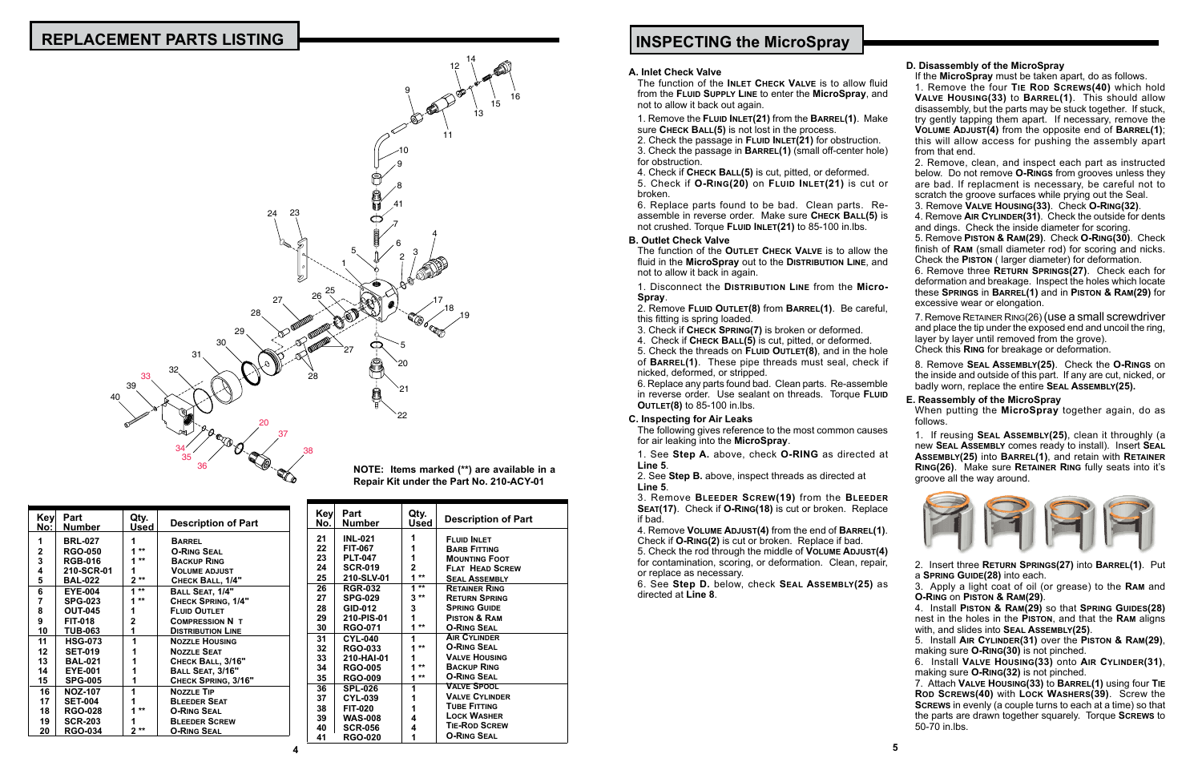## REPLACEMENT PARTS LISTING

NOTE: Items marked (**) are available in a Repair Kit under the Part No. 210-ACY-01

| Key No: | Part Number | Qty. Used | Description of Part |
|---|---|---|---|
| 1 | BRL-027 | 1 | Barrel |
| 2 | RGO-050 | 1 ** | O-Ring Seal |
| 3 | RGB-016 | 1 ** | Backup Ring |
| 4 | 210-SCR-01 | 1 | Volume Adjust |
| 5 | BAL-022 | 2 ** | Check Ball, 1/4" |
| 6 | EYE-004 | 1 ** | Ball Seat, 1/4" |
| 7 | SPG-023 | 1 ** | Check Spring, 1/4" |
| 8 | OUT-045 | 1 | Fluid Outlet |
| 9 | FIT-018 | 2 | Compression N T |
| 10 | TUB-063 | 1 | Distribution Line |
| 11 | HSG-073 | 1 | Nozzle Housing |
| 12 | SET-019 | 1 | Nozzle Seat |
| 13 | BAL-021 | 1 | Check Ball, 3/16" |
| 14 | EYE-001 | 1 | Ball Seat, 3/16" |
| 15 | SPG-005 | 1 | Check Spring, 3/16" |
| 16 | NOZ-107 | 1 | Nozzle Tip |
| 17 | SET-004 | 1 | Bleeder Seat |
| 18 | RGO-028 | 1 ** | O-Ring Seal |
| 19 | SCR-200 | 1 | Bleeder Screw |
| 20 | RGO-034 | 2 ** | O-Ring Seal |
| 21 | INL-021 | 1 | Fluid Inlet |
| 22 | FIT-067 | 1 | Barb Fitting |
| 23 | PLT-047 | 1 | Mounting Foot |
| 24 | SCR-019 | 2 | Flat Head Screw |
| 25 | 210-SLV-01 | 1 ** | Seal Assembly |
| 26 | RGR-032 | 1 ** | Retainer Ring |
| 27 | SPG-029 | 3 ** | Return Spring |
| 28 | GID-012 | 3 | Spring Guide |
| 29 | 210-PIS-01 | 1 | Piston & Ram |
| 30 | RGO-071 | 1 ** | O-Ring Seal |
| 31 | CYL-040 | 1 | Air Cylinder |
| 32 | RGO-033 | 1 ** | O-Ring Seal |
| 33 | 210-HAI-01 | 1 | Valve Housing |
| 34 | RGO-005 | 1 ** | Backup Ring |
| 35 | RGO-009 | 1 ** | O-Ring Seal |
| 36 | SPL-026 | 1 | Valve Spool |
| 37 | CYL-039 | 1 | Valve Cylinder |
| 38 | FIT-020 | 1 | Tube Fitting |
| 39 | WAS-008 | 4 | Lock Washer |
| 40 | SCR-056 | 4 | Tie-Rod Screw |
| 41 | RGO-020 | 1 | O-Ring Seal |

## INSPECTING the MicroSpray

### A. Inlet Check Valve

The function of the **Inlet Check Valve** is to allow fluid from the **Fluid Supply Line** to enter the **MicroSpray**, and not to allow it back out again.

1. Remove the **Fluid Inlet(21)** from the **Barrel(1)**. Make sure **Check Ball(5)** is not lost in the process.
2. Check the passage in **Fluid Inlet(21)** for obstruction.
3. Check the passage in **Barrel(1)** (small off-center hole) for obstruction.
4. Check if **Check Ball(5)** is cut, pitted, or deformed.
5. Check if **O-Ring(20)** on **Fluid Inlet(21)** is cut or broken.
6. Replace parts found to be bad. Clean parts. Re-assemble in reverse order. Make sure **Check Ball(5)** is not crushed. Torque **Fluid Inlet(21)** to 85-100 in.lbs.

### B. Outlet Check Valve

The function of the **Outlet Check Valve** is to allow the fluid in the **MicroSpray** out to the **Distribution Line**, and not to allow it back in again.

1. Disconnect the **Distribution Line** from the **MicroSpray**.
2. Remove **Fluid Outlet(8)** from **Barrel(1)**. Be careful, this fitting is spring loaded.
3. Check if **Check Spring(7)** is broken or deformed.
4. Check if **Check Ball(5)** is cut, pitted, or deformed.
5. Check the threads on **Fluid Outlet(8)**, and in the hole of **Barrel(1)**. These pipe threads must seal, check if nicked, deformed, or stripped.
6. Replace any parts found bad. Clean parts. Re-assemble in reverse order. Use sealant on threads. Torque **Fluid Outlet(8)** to 85-100 in.lbs.

### C. Inspecting for Air Leaks

The following gives reference to the most common causes for air leaking into the **MicroSpray**.

1. See **Step A.** above, check **O-RING** as directed at **Line 5**.
2. See **Step B.** above, inspect threads as directed at **Line 5**.
3. Remove **Bleeder Screw(19)** from the **Bleeder Seat(17)**. Check if **O-Ring(18)** is cut or broken. Replace if bad.
4. Remove **Volume Adjust(4)** from the end of **Barrel(1)**. Check if **O-Ring(2)** is cut or broken. Replace if bad.
5. Check the rod through the middle of **Volume Adjust(4)** for contamination, scoring, or deformation. Clean, repair, or replace as necessary.
6. See **Step D.** below, check **Seal Assembly(25)** as directed at **Line 8**.

### D. Disassembly of the MicroSpray

If the **MicroSpray** must be taken apart, do as follows.

1. Remove the four **Tie Rod Screws(40)** which hold **Valve Housing(33)** to **Barrel(1)**. This should allow disassembly, but the parts may be stuck together. If stuck, try gently tapping them apart. If necessary, remove the **Volume Adjust(4)** from the opposite end of **Barrel(1)**; this will allow access for pushing the assembly apart from that end.
2. Remove, clean, and inspect each part as instructed below. Do not remove **O-Rings** from grooves unless they are bad. If replacment is necessary, be careful not to scratch the groove surfaces while prying out the Seal.
3. Remove **Valve Housing(33)**. Check **O-Ring(32)**.
4. Remove **Air Cylinder(31)**. Check the outside for dents and dings. Check the inside diameter for scoring.
5. Remove **Piston & Ram(29)**. Check **O-Ring(30)**. Check finish of **Ram** (small diameter rod) for scoring and nicks. Check the **Piston** ( larger diameter) for deformation.
6. Remove three **Return Springs(27)**. Check each for deformation and breakage. Inspect the holes which locate these **Springs** in **Barrel(1)** and in **Piston & Ram(29)** for excessive wear or elongation.
7. Remove Retainer Ring(26) (use a small screwdriver and place the tip under the exposed end and uncoil the ring, layer by layer until removed from the grove). Check this **Ring** for breakage or deformation.
8. Remove **Seal Assembly(25)**. Check the **O-Rings** on the inside and outside of this part. If any are cut, nicked, or badly worn, replace the entire **Seal Assembly(25).**

### E. Reassembly of the MicroSpray

When putting the **MicroSpray** together again, do as follows.

1. If reusing **Seal Assembly(25)**, clean it throughly (a new **Seal Assembly** comes ready to install). Insert **Seal Assembly(25)** into **Barrel(1)**, and retain with **Retainer Ring(26)**. Make sure **Retainer Ring** fully seats into it's groove all the way around.
2. Insert three **Return Springs(27)** into **Barrel(1)**. Put a **Spring Guide(28)** into each.
3. Apply a light coat of oil (or grease) to the **Ram** and **O-Ring** on **Piston & Ram(29)**.
4. Install **Piston & Ram(29)** so that **Spring Guides(28)** nest in the holes in the **Piston**, and that the **Ram** aligns with, and slides into **Seal Assembly(25)**.
5. Install **Air Cylinder(31)** over the **Piston & Ram(29)**, making sure **O-Ring(30)** is not pinched.
6. Install **Valve Housing(33)** onto **Air Cylinder(31)**, making sure **O-Ring(32)** is not pinched.
7. Attach **Valve Housing(33)** to **Barrel(1)** using four **Tie Rod Screws(40)** with **Lock Washers(39)**. Screw the **Screws** in evenly (a couple turns to each at a time) so that the parts are drawn together squarely. Torque **Screws** to 50-70 in.lbs.